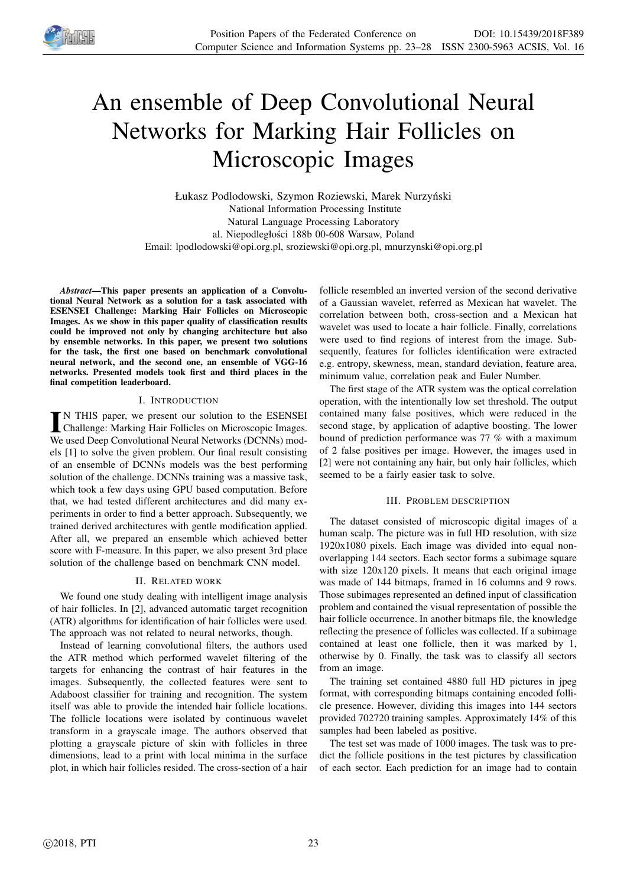# An ensemble of Deep Convolutional Neural Networks for Marking Hair Follicles on Microscopic Images

Łukasz Podlodowski, Szymon Roziewski, Marek Nurzyński
National Information Processing Institute
Natural Language Processing Laboratory
al. Niepodległości 188b 00-608 Warsaw, Poland
Email: lpodlodowski@opi.org.pl, sroziewski@opi.org.pl, mnurzynski@opi.org.pl

***Abstract*—This paper presents an application of a Convolutional Neural Network as a solution for a task associated with ESENSEI Challenge: Marking Hair Follicles on Microscopic Images. As we show in this paper quality of classification results could be improved not only by changing architecture but also by ensemble networks. In this paper, we present two solutions for the task, the first one based on benchmark convolutional neural network, and the second one, an ensemble of VGG-16 networks. Presented models took first and third places in the final competition leaderboard.**

## I. Introduction

In this paper, we present our solution to the ESENSEI Challenge: Marking Hair Follicles on Microscopic Images. We used Deep Convolutional Neural Networks (DCNNs) models [1] to solve the given problem. Our final result consisting of an ensemble of DCNNs models was the best performing solution of the challenge. DCNNs training was a massive task, which took a few days using GPU based computation. Before that, we had tested different architectures and did many experiments in order to find a better approach. Subsequently, we trained derived architectures with gentle modification applied. After all, we prepared an ensemble which achieved better score with F-measure. In this paper, we also present 3rd place solution of the challenge based on benchmark CNN model.

## II. Related work

We found one study dealing with intelligent image analysis of hair follicles. In [2], advanced automatic target recognition (ATR) algorithms for identification of hair follicles were used. The approach was not related to neural networks, though.

Instead of learning convolutional filters, the authors used the ATR method which performed wavelet filtering of the targets for enhancing the contrast of hair features in the images. Subsequently, the collected features were sent to Adaboost classifier for training and recognition. The system itself was able to provide the intended hair follicle locations. The follicle locations were isolated by continuous wavelet transform in a grayscale image. The authors observed that plotting a grayscale picture of skin with follicles in three dimensions, lead to a print with local minima in the surface plot, in which hair follicles resided. The cross-section of a hair follicle resembled an inverted version of the second derivative of a Gaussian wavelet, referred as Mexican hat wavelet. The correlation between both, cross-section and a Mexican hat wavelet was used to locate a hair follicle. Finally, correlations were used to find regions of interest from the image. Subsequently, features for follicles identification were extracted e.g. entropy, skewness, mean, standard deviation, feature area, minimum value, correlation peak and Euler Number.

The first stage of the ATR system was the optical correlation operation, with the intentionally low set threshold. The output contained many false positives, which were reduced in the second stage, by application of adaptive boosting. The lower bound of prediction performance was 77 % with a maximum of 2 false positives per image. However, the images used in [2] were not containing any hair, but only hair follicles, which seemed to be a fairly easier task to solve.

## III. Problem description

The dataset consisted of microscopic digital images of a human scalp. The picture was in full HD resolution, with size 1920x1080 pixels. Each image was divided into equal non-overlapping 144 sectors. Each sector forms a subimage square with size 120x120 pixels. It means that each original image was made of 144 bitmaps, framed in 16 columns and 9 rows. Those subimages represented an defined input of classification problem and contained the visual representation of possible the hair follicle occurrence. In another bitmaps file, the knowledge reflecting the presence of follicles was collected. If a subimage contained at least one follicle, then it was marked by 1, otherwise by 0. Finally, the task was to classify all sectors from an image.

The training set contained 4880 full HD pictures in jpeg format, with corresponding bitmaps containing encoded follicle presence. However, dividing this images into 144 sectors provided 702720 training samples. Approximately 14% of this samples had been labeled as positive.

The test set was made of 1000 images. The task was to predict the follicle positions in the test pictures by classification of each sector. Each prediction for an image had to contain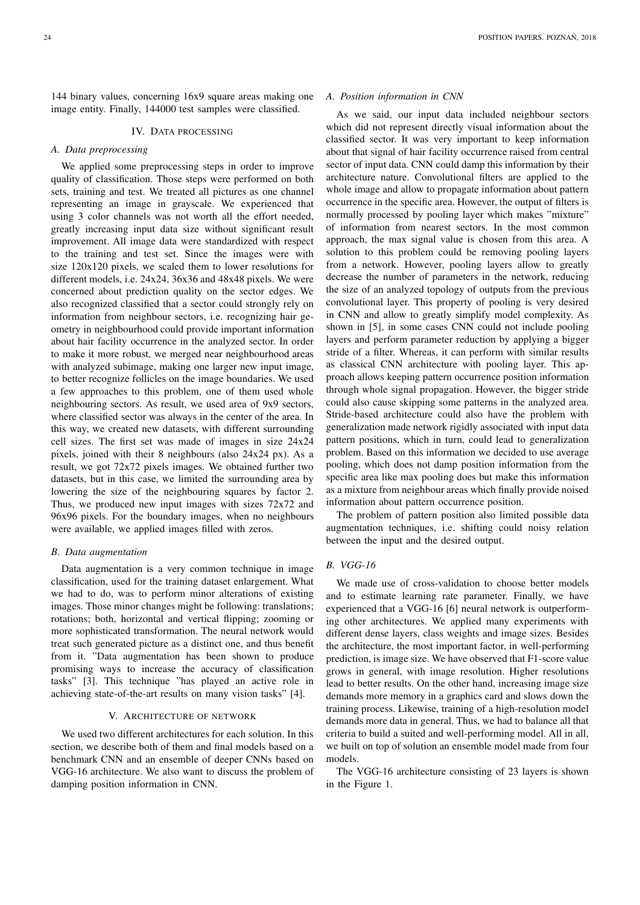144 binary values, concerning 16x9 square areas making one image entity. Finally, 144000 test samples were classified.

## IV. Data processing

### A. Data preprocessing

We applied some preprocessing steps in order to improve quality of classification. Those steps were performed on both sets, training and test. We treated all pictures as one channel representing an image in grayscale. We experienced that using 3 color channels was not worth all the effort needed, greatly increasing input data size without significant result improvement. All image data were standardized with respect to the training and test set. Since the images were with size 120x120 pixels, we scaled them to lower resolutions for different models, i.e. 24x24, 36x36 and 48x48 pixels. We were concerned about prediction quality on the sector edges. We also recognized classified that a sector could strongly rely on information from neighbour sectors, i.e. recognizing hair geometry in neighbourhood could provide important information about hair facility occurrence in the analyzed sector. In order to make it more robust, we merged near neighbourhood areas with analyzed subimage, making one larger new input image, to better recognize follicles on the image boundaries. We used a few approaches to this problem, one of them used whole neighbouring sectors. As result, we used area of 9x9 sectors, where classified sector was always in the center of the area. In this way, we created new datasets, with different surrounding cell sizes. The first set was made of images in size 24x24 pixels, joined with their 8 neighbours (also 24x24 px). As a result, we got 72x72 pixels images. We obtained further two datasets, but in this case, we limited the surrounding area by lowering the size of the neighbouring squares by factor 2. Thus, we produced new input images with sizes 72x72 and 96x96 pixels. For the boundary images, when no neighbours were available, we applied images filled with zeros.

### B. Data augmentation

Data augmentation is a very common technique in image classification, used for the training dataset enlargement. What we had to do, was to perform minor alterations of existing images. Those minor changes might be following: translations; rotations; both, horizontal and vertical flipping; zooming or more sophisticated transformation. The neural network would treat such generated picture as a distinct one, and thus benefit from it. "Data augmentation has been shown to produce promising ways to increase the accuracy of classification tasks" [3]. This technique "has played an active role in achieving state-of-the-art results on many vision tasks" [4].

## V. Architecture of network

We used two different architectures for each solution. In this section, we describe both of them and final models based on a benchmark CNN and an ensemble of deeper CNNs based on VGG-16 architecture. We also want to discuss the problem of damping position information in CNN.

### A. Position information in CNN

As we said, our input data included neighbour sectors which did not represent directly visual information about the classified sector. It was very important to keep information about that signal of hair facility occurrence raised from central sector of input data. CNN could damp this information by their architecture nature. Convolutional filters are applied to the whole image and allow to propagate information about pattern occurrence in the specific area. However, the output of filters is normally processed by pooling layer which makes "mixture" of information from nearest sectors. In the most common approach, the max signal value is chosen from this area. A solution to this problem could be removing pooling layers from a network. However, pooling layers allow to greatly decrease the number of parameters in the network, reducing the size of an analyzed topology of outputs from the previous convolutional layer. This property of pooling is very desired in CNN and allow to greatly simplify model complexity. As shown in [5], in some cases CNN could not include pooling layers and perform parameter reduction by applying a bigger stride of a filter. Whereas, it can perform with similar results as classical CNN architecture with pooling layer. This approach allows keeping pattern occurrence position information through whole signal propagation. However, the bigger stride could also cause skipping some patterns in the analyzed area. Stride-based architecture could also have the problem with generalization made network rigidly associated with input data pattern positions, which in turn, could lead to generalization problem. Based on this information we decided to use average pooling, which does not damp position information from the specific area like max pooling does but make this information as a mixture from neighbour areas which finally provide noised information about pattern occurrence position.

The problem of pattern position also limited possible data augmentation techniques, i.e. shifting could noisy relation between the input and the desired output.

### B. VGG-16

We made use of cross-validation to choose better models and to estimate learning rate parameter. Finally, we have experienced that a VGG-16 [6] neural network is outperforming other architectures. We applied many experiments with different dense layers, class weights and image sizes. Besides the architecture, the most important factor, in well-performing prediction, is image size. We have observed that F1-score value grows in general, with image resolution. Higher resolutions lead to better results. On the other hand, increasing image size demands more memory in a graphics card and slows down the training process. Likewise, training of a high-resolution model demands more data in general. Thus, we had to balance all that criteria to build a suited and well-performing model. All in all, we built on top of solution an ensemble model made from four models.

The VGG-16 architecture consisting of 23 layers is shown in the Figure 1.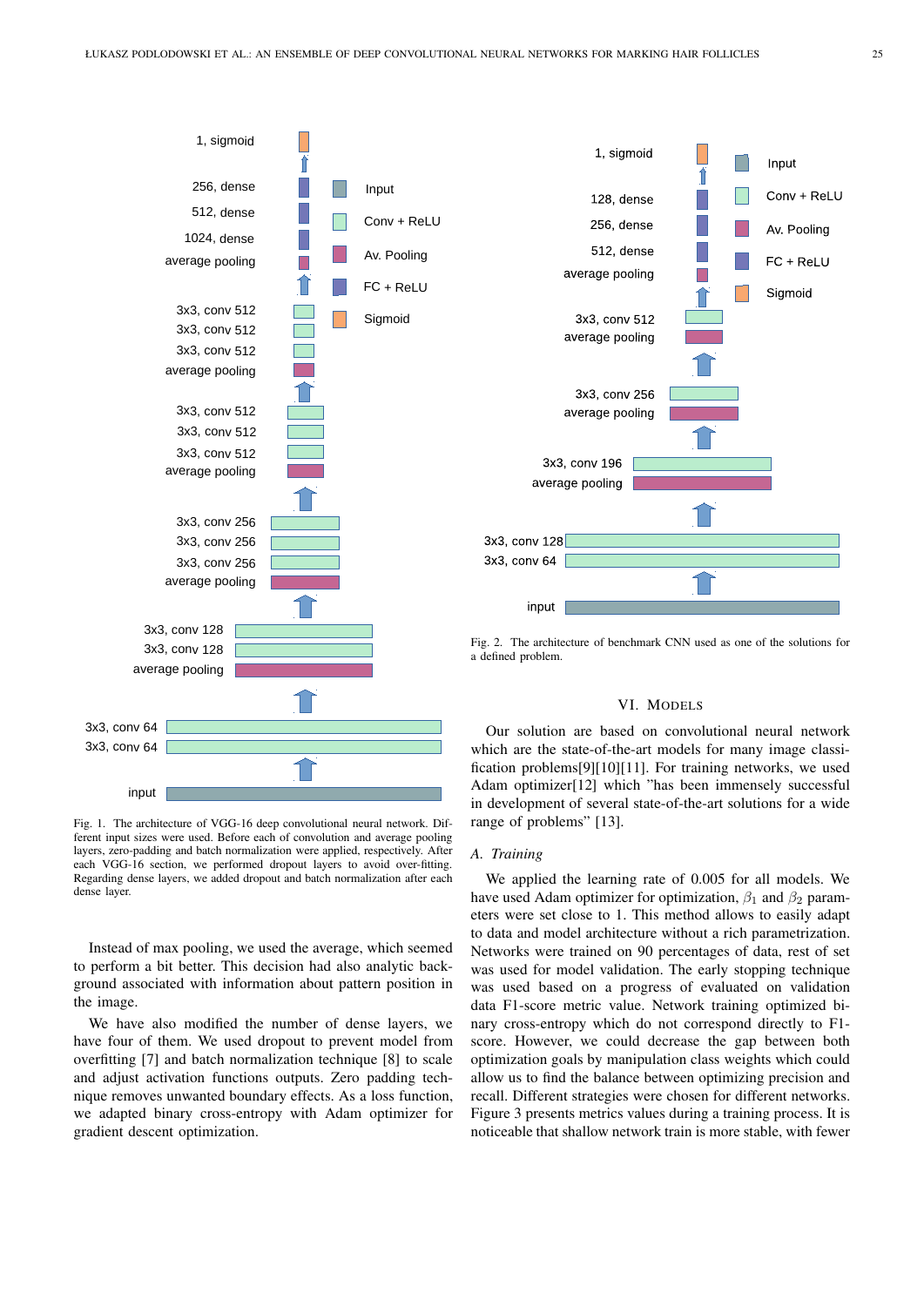Fig. 1. The architecture of VGG-16 deep convolutional neural network. Different input sizes were used. Before each of convolution and average pooling layers, zero-padding and batch normalization were applied, respectively. After each VGG-16 section, we performed dropout layers to avoid over-fitting. Regarding dense layers, we added dropout and batch normalization after each dense layer.

Instead of max pooling, we used the average, which seemed to perform a bit better. This decision had also analytic background associated with information about pattern position in the image.

We have also modified the number of dense layers, we have four of them. We used dropout to prevent model from overfitting [7] and batch normalization technique [8] to scale and adjust activation functions outputs. Zero padding technique removes unwanted boundary effects. As a loss function, we adapted binary cross-entropy with Adam optimizer for gradient descent optimization.

Fig. 2. The architecture of benchmark CNN used as one of the solutions for a defined problem.

## VI. Models

Our solution are based on convolutional neural network which are the state-of-the-art models for many image classification problems[9][10][11]. For training networks, we used Adam optimizer[12] which "has been immensely successful in development of several state-of-the-art solutions for a wide range of problems" [13].

### A. Training

We applied the learning rate of 0.005 for all models. We have used Adam optimizer for optimization, $\beta_1$ and $\beta_2$ parameters were set close to 1. This method allows to easily adapt to data and model architecture without a rich parametrization. Networks were trained on 90 percentages of data, rest of set was used for model validation. The early stopping technique was used based on a progress of evaluated on validation data F1-score metric value. Network training optimized binary cross-entropy which do not correspond directly to F1-score. However, we could decrease the gap between both optimization goals by manipulation class weights which could allow us to find the balance between optimizing precision and recall. Different strategies were chosen for different networks. Figure 3 presents metrics values during a training process. It is noticeable that shallow network train is more stable, with fewer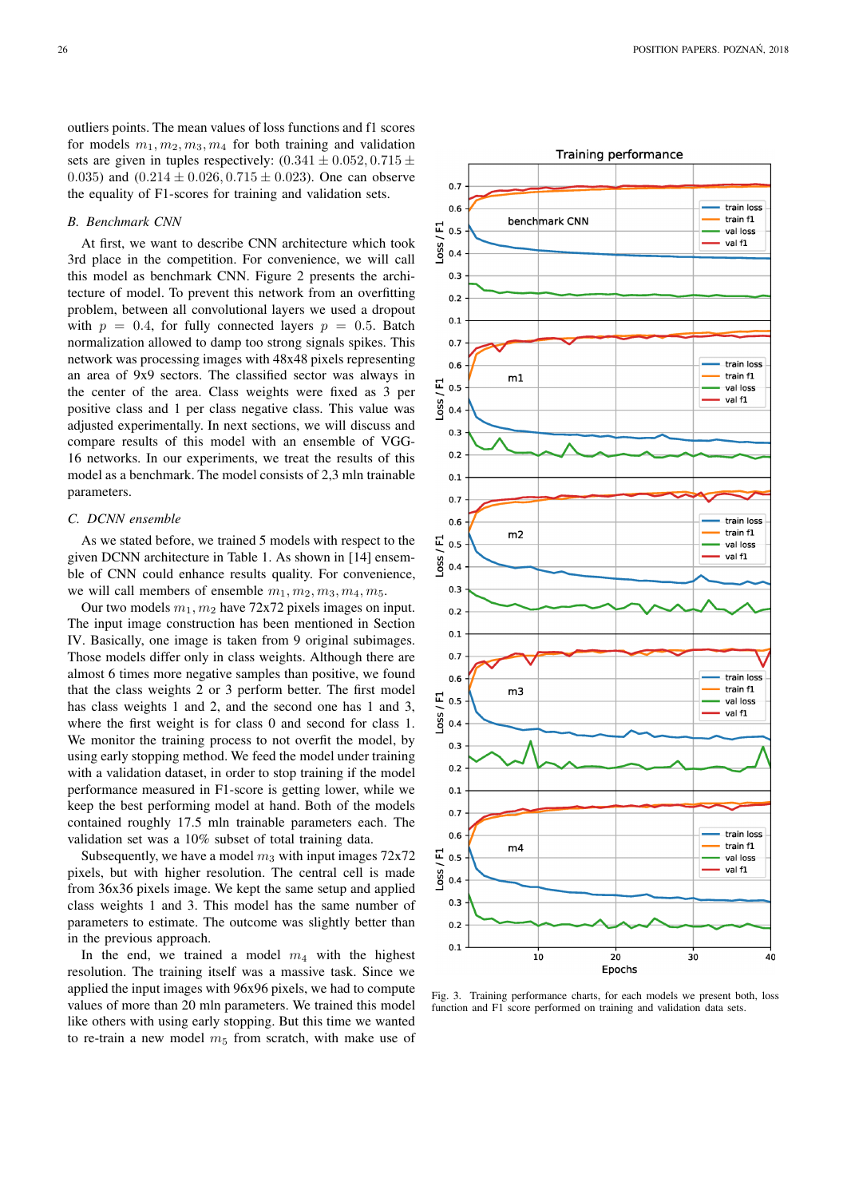outliers points. The mean values of loss functions and f1 scores for models $m_1, m_2, m_3, m_4$ for both training and validation sets are given in tuples respectively: $(0.341 \pm 0.052, 0.715 \pm 0.035)$ and $(0.214 \pm 0.026, 0.715 \pm 0.023)$. One can observe the equality of F1-scores for training and validation sets.

### B. Benchmark CNN

At first, we want to describe CNN architecture which took 3rd place in the competition. For convenience, we will call this model as benchmark CNN. Figure 2 presents the architecture of model. To prevent this network from an overfitting problem, between all convolutional layers we used a dropout with $p = 0.4$, for fully connected layers $p = 0.5$. Batch normalization allowed to damp too strong signals spikes. This network was processing images with 48x48 pixels representing an area of 9x9 sectors. The classified sector was always in the center of the area. Class weights were fixed as 3 per positive class and 1 per class negative class. This value was adjusted experimentally. In next sections, we will discuss and compare results of this model with an ensemble of VGG-16 networks. In our experiments, we treat the results of this model as a benchmark. The model consists of 2,3 mln trainable parameters.

### C. DCNN ensemble

As we stated before, we trained 5 models with respect to the given DCNN architecture in Table 1. As shown in [14] ensemble of CNN could enhance results quality. For convenience, we will call members of ensemble $m_1, m_2, m_3, m_4, m_5$.

Our two models $m_1, m_2$ have 72x72 pixels images on input. The input image construction has been mentioned in Section IV. Basically, one image is taken from 9 original subimages. Those models differ only in class weights. Although there are almost 6 times more negative samples than positive, we found that the class weights 2 or 3 perform better. The first model has class weights 1 and 2, and the second one has 1 and 3, where the first weight is for class 0 and second for class 1. We monitor the training process to not overfit the model, by using early stopping method. We feed the model under training with a validation dataset, in order to stop training if the model performance measured in F1-score is getting lower, while we keep the best performing model at hand. Both of the models contained roughly 17.5 mln trainable parameters each. The validation set was a 10% subset of total training data.

Subsequently, we have a model $m_3$ with input images 72x72 pixels, but with higher resolution. The central cell is made from 36x36 pixels image. We kept the same setup and applied class weights 1 and 3. This model has the same number of parameters to estimate. The outcome was slightly better than in the previous approach.

In the end, we trained a model $m_4$ with the highest resolution. The training itself was a massive task. Since we applied the input images with 96x96 pixels, we had to compute values of more than 20 mln parameters. We trained this model like others with using early stopping. But this time we wanted to re-train a new model $m_5$ from scratch, with make use of

Fig. 3. Training performance charts, for each models we present both, loss function and F1 score performed on training and validation data sets.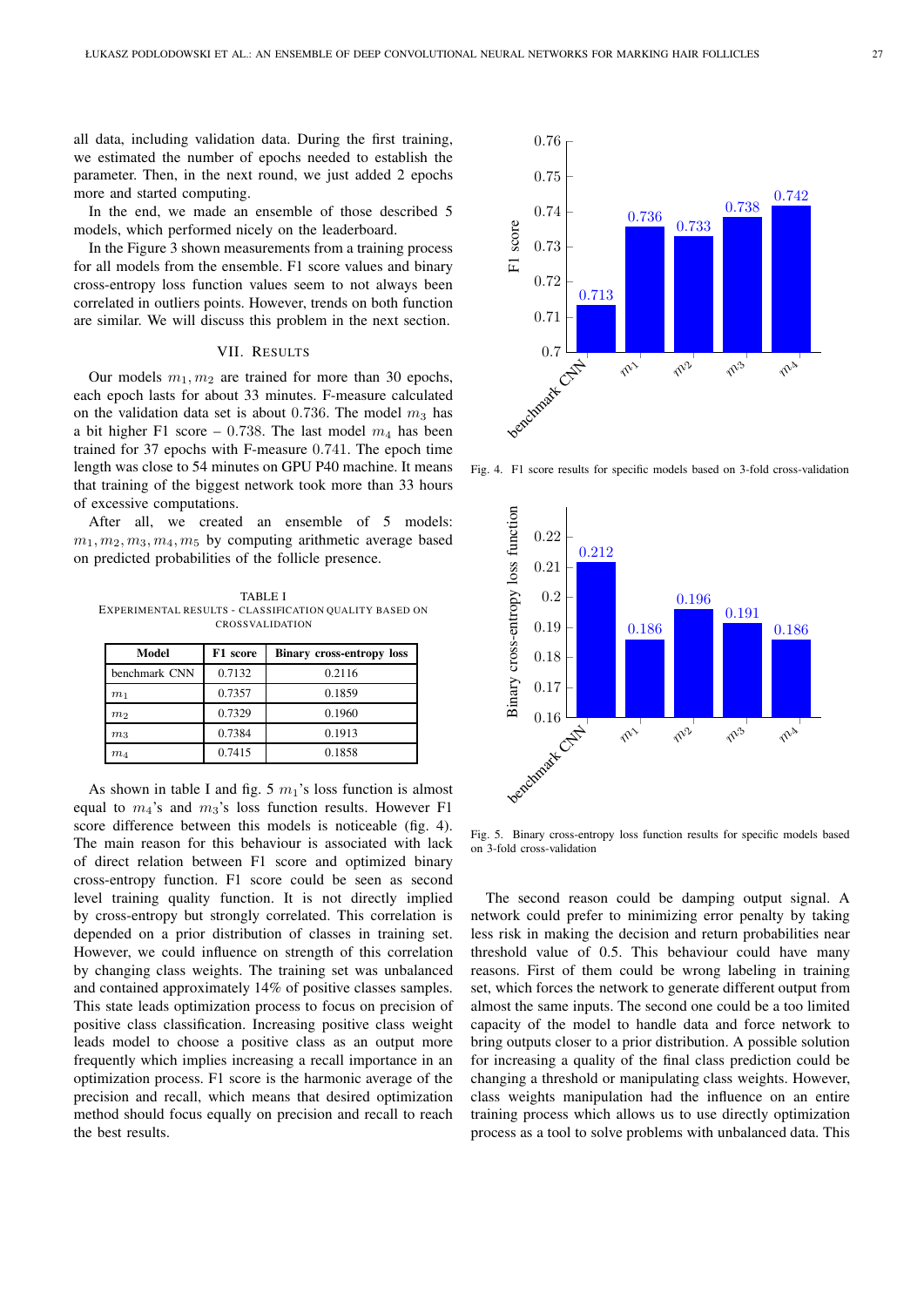all data, including validation data. During the first training, we estimated the number of epochs needed to establish the parameter. Then, in the next round, we just added 2 epochs more and started computing.

In the end, we made an ensemble of those described 5 models, which performed nicely on the leaderboard.

In the Figure 3 shown measurements from a training process for all models from the ensemble. F1 score values and binary cross-entropy loss function values seem to not always been correlated in outliers points. However, trends on both function are similar. We will discuss this problem in the next section.

## VII. Results

Our models $m_1, m_2$ are trained for more than 30 epochs, each epoch lasts for about 33 minutes. F-measure calculated on the validation data set is about $0.736$. The model $m_3$ has a bit higher F1 score – $0.738$. The last model $m_4$ has been trained for 37 epochs with F-measure $0.741$. The epoch time length was close to 54 minutes on GPU P40 machine. It means that training of the biggest network took more than 33 hours of excessive computations.

After all, we created an ensemble of 5 models: $m_1, m_2, m_3, m_4, m_5$ by computing arithmetic average based on predicted probabilities of the follicle presence.

TABLE I
EXPERIMENTAL RESULTS - CLASSIFICATION QUALITY BASED ON CROSSVALIDATION

| Model | F1 score | Binary cross-entropy loss |
|---|---|---|
| benchmark CNN | 0.7132 | 0.2116 |
| $m_1$ | 0.7357 | 0.1859 |
| $m_2$ | 0.7329 | 0.1960 |
| $m_3$ | 0.7384 | 0.1913 |
| $m_4$ | 0.7415 | 0.1858 |

As shown in table I and fig. 5 $m_1$'s loss function is almost equal to $m_4$'s and $m_3$'s loss function results. However F1 score difference between this models is noticeable (fig. 4). The main reason for this behaviour is associated with lack of direct relation between F1 score and optimized binary cross-entropy function. F1 score could be seen as second level training quality function. It is not directly implied by cross-entropy but strongly correlated. This correlation is depended on a prior distribution of classes in training set. However, we could influence on strength of this correlation by changing class weights. The training set was unbalanced and contained approximately 14% of positive classes samples. This state leads optimization process to focus on precision of positive class classification. Increasing positive class weight leads model to choose a positive class as an output more frequently which implies increasing a recall importance in an optimization process. F1 score is the harmonic average of the precision and recall, which means that desired optimization method should focus equally on precision and recall to reach the best results.

Fig. 4. F1 score results for specific models based on 3-fold cross-validation

Fig. 5. Binary cross-entropy loss function results for specific models based on 3-fold cross-validation

The second reason could be damping output signal. A network could prefer to minimizing error penalty by taking less risk in making the decision and return probabilities near threshold value of 0.5. This behaviour could have many reasons. First of them could be wrong labeling in training set, which forces the network to generate different output from almost the same inputs. The second one could be a too limited capacity of the model to handle data and force network to bring outputs closer to a prior distribution. A possible solution for increasing a quality of the final class prediction could be changing a threshold or manipulating class weights. However, class weights manipulation had the influence on an entire training process which allows us to use directly optimization process as a tool to solve problems with unbalanced data. This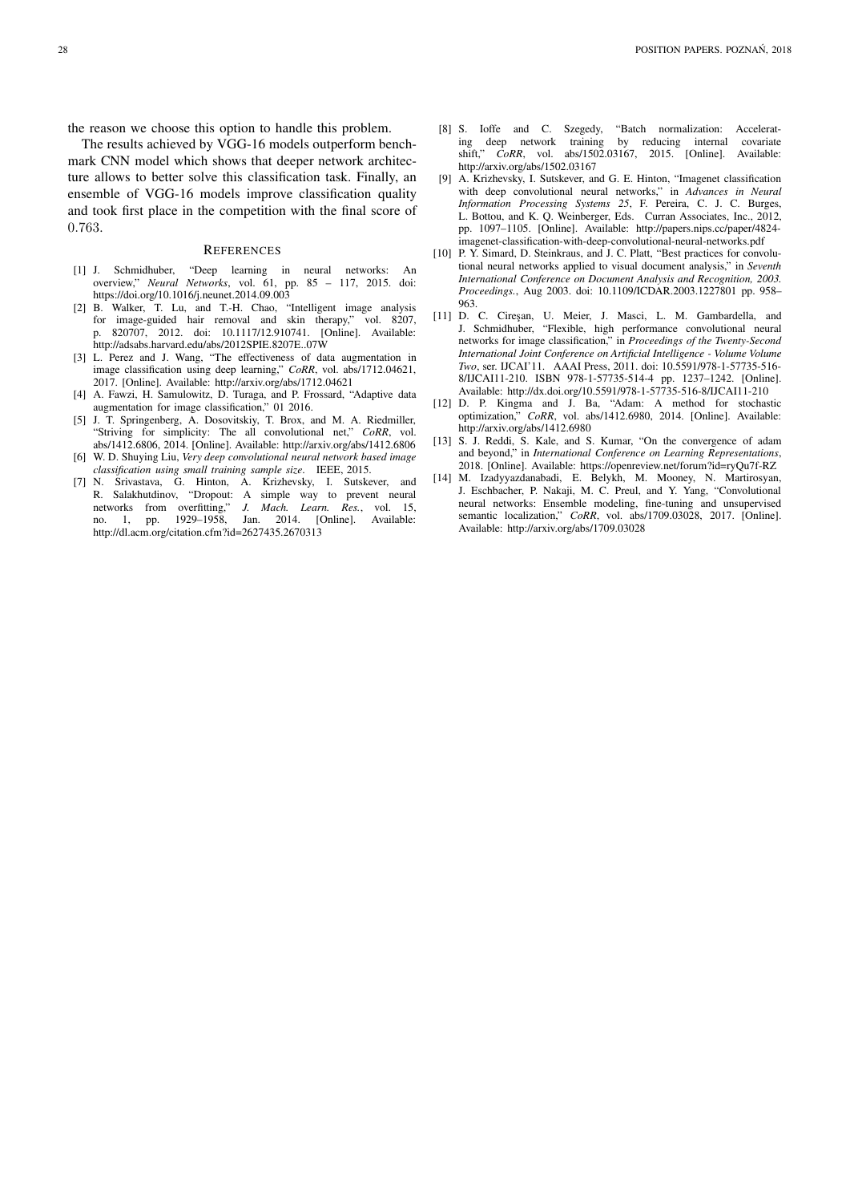the reason we choose this option to handle this problem.

The results achieved by VGG-16 models outperform benchmark CNN model which shows that deeper network architecture allows to better solve this classification task. Finally, an ensemble of VGG-16 models improve classification quality and took first place in the competition with the final score of $0.763$.

## REFERENCES

[1] J. Schmidhuber, "Deep learning in neural networks: An overview," *Neural Networks*, vol. 61, pp. 85 – 117, 2015. doi: https://doi.org/10.1016/j.neunet.2014.09.003

[2] B. Walker, T. Lu, and T.-H. Chao, "Intelligent image analysis for image-guided hair removal and skin therapy," vol. 8207, p. 820707, 2012. doi: 10.1117/12.910741. [Online]. Available: http://adsabs.harvard.edu/abs/2012SPIE.8207E..07W

[3] L. Perez and J. Wang, "The effectiveness of data augmentation in image classification using deep learning," *CoRR*, vol. abs/1712.04621, 2017. [Online]. Available: http://arxiv.org/abs/1712.04621

[4] A. Fawzi, H. Samulowitz, D. Turaga, and P. Frossard, "Adaptive data augmentation for image classification," 01 2016.

[5] J. T. Springenberg, A. Dosovitskiy, T. Brox, and M. A. Riedmiller, "Striving for simplicity: The all convolutional net," *CoRR*, vol. abs/1412.6806, 2014. [Online]. Available: http://arxiv.org/abs/1412.6806

[6] W. D. Shuying Liu, *Very deep convolutional neural network based image classification using small training sample size*. IEEE, 2015.

[7] N. Srivastava, G. Hinton, A. Krizhevsky, I. Sutskever, and R. Salakhutdinov, "Dropout: A simple way to prevent neural networks from overfitting," *J. Mach. Learn. Res.*, vol. 15, no. 1, pp. 1929–1958, Jan. 2014. [Online]. Available: http://dl.acm.org/citation.cfm?id=2627435.2670313

[8] S. Ioffe and C. Szegedy, "Batch normalization: Accelerating deep network training by reducing internal covariate shift," *CoRR*, vol. abs/1502.03167, 2015. [Online]. Available: http://arxiv.org/abs/1502.03167

[9] A. Krizhevsky, I. Sutskever, and G. E. Hinton, "Imagenet classification with deep convolutional neural networks," in *Advances in Neural Information Processing Systems 25*, F. Pereira, C. J. C. Burges, L. Bottou, and K. Q. Weinberger, Eds. Curran Associates, Inc., 2012, pp. 1097–1105. [Online]. Available: http://papers.nips.cc/paper/4824-imagenet-classification-with-deep-convolutional-neural-networks.pdf

[10] P. Y. Simard, D. Steinkraus, and J. C. Platt, "Best practices for convolutional neural networks applied to visual document analysis," in *Seventh International Conference on Document Analysis and Recognition, 2003. Proceedings.*, Aug 2003. doi: 10.1109/ICDAR.2003.1227801 pp. 958–963.

[11] D. C. Cireşan, U. Meier, J. Masci, L. M. Gambardella, and J. Schmidhuber, "Flexible, high performance convolutional neural networks for image classification," in *Proceedings of the Twenty-Second International Joint Conference on Artificial Intelligence - Volume Volume Two*, ser. IJCAI'11. AAAI Press, 2011. doi: 10.5591/978-1-57735-516-8/IJCAI11-210. ISBN 978-1-57735-514-4 pp. 1237–1242. [Online]. Available: http://dx.doi.org/10.5591/978-1-57735-516-8/IJCAI11-210

[12] D. P. Kingma and J. Ba, "Adam: A method for stochastic optimization," *CoRR*, vol. abs/1412.6980, 2014. [Online]. Available: http://arxiv.org/abs/1412.6980

[13] S. J. Reddi, S. Kale, and S. Kumar, "On the convergence of adam and beyond," in *International Conference on Learning Representations*, 2018. [Online]. Available: https://openreview.net/forum?id=ryQu7f-RZ

[14] M. Izadyyazdanabadi, E. Belykh, M. Mooney, N. Martirosyan, J. Eschbacher, P. Nakaji, M. C. Preul, and Y. Yang, "Convolutional neural networks: Ensemble modeling, fine-tuning and unsupervised semantic localization," *CoRR*, vol. abs/1709.03028, 2017. [Online]. Available: http://arxiv.org/abs/1709.03028